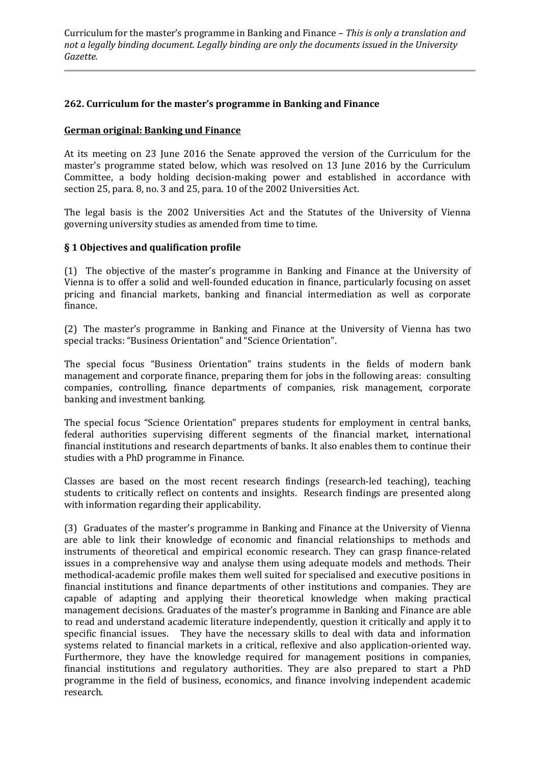## 262. Curriculum for the master's programme in Banking and Finance

### German original: Banking und Finance

At its meeting on 23 June 2016 the Senate approved the version of the Curriculum for the master's programme stated below, which was resolved on 13 June 2016 by the Curriculum Committee, a body holding decision-making power and established in accordance with section 25, para. 8, no. 3 and 25, para. 10 of the 2002 Universities Act.

The legal basis is the 2002 Universities Act and the Statutes of the University of Vienna governing university studies as amended from time to time.

### § 1 Objectives and qualification profile

(1) The objective of the master's programme in Banking and Finance at the University of Vienna is to offer a solid and well-founded education in finance, particularly focusing on asset pricing and financial markets, banking and financial intermediation as well as corporate finance.

(2) The master's programme in Banking and Finance at the University of Vienna has two special tracks: "Business Orientation" and "Science Orientation".

The special focus "Business Orientation" trains students in the fields of modern bank management and corporate finance, preparing them for jobs in the following areas: consulting companies, controlling, finance departments of companies, risk management, corporate banking and investment banking.

The special focus "Science Orientation" prepares students for employment in central banks, federal authorities supervising different segments of the financial market, international financial institutions and research departments of banks. It also enables them to continue their studies with a PhD programme in Finance.

Classes are based on the most recent research findings (research-led teaching), teaching students to critically reflect on contents and insights. Research findings are presented along with information regarding their applicability.

(3) Graduates of the master's programme in Banking and Finance at the University of Vienna are able to link their knowledge of economic and financial relationships to methods and instruments of theoretical and empirical economic research. They can grasp finance-related issues in a comprehensive way and analyse them using adequate models and methods. Their methodical-academic profile makes them well suited for specialised and executive positions in financial institutions and finance departments of other institutions and companies. They are capable of adapting and applying their theoretical knowledge when making practical management decisions. Graduates of the master's programme in Banking and Finance are able to read and understand academic literature independently, question it critically and apply it to specific financial issues. They have the necessary skills to deal with data and information systems related to financial markets in a critical, reflexive and also application-oriented way. Furthermore, they have the knowledge required for management positions in companies, financial institutions and regulatory authorities. They are also prepared to start a PhD programme in the field of business, economics, and finance involving independent academic research.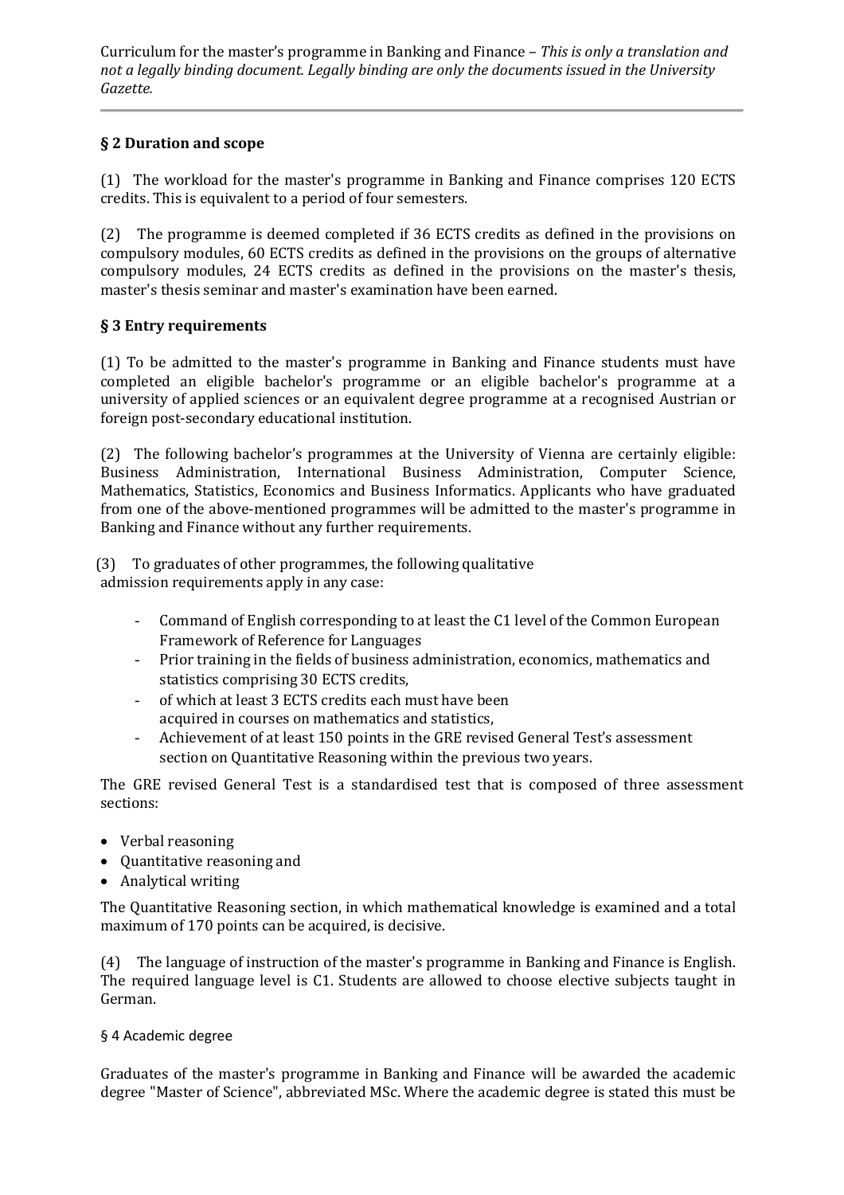## § 2 Duration and scope

(1) The workload for the master's programme in Banking and Finance comprises 120 ECTS credits. This is equivalent to a period of four semesters.

(2) The programme is deemed completed if 36 ECTS credits as defined in the provisions on compulsory modules, 60 ECTS credits as defined in the provisions on the groups of alternative compulsory modules, 24 ECTS credits as defined in the provisions on the master's thesis, master's thesis seminar and master's examination have been earned.

## § 3 Entry requirements

(1) To be admitted to the master's programme in Banking and Finance students must have completed an eligible bachelor's programme or an eligible bachelor's programme at a university of applied sciences or an equivalent degree programme at a recognised Austrian or foreign post-secondary educational institution.

(2) The following bachelor's programmes at the University of Vienna are certainly eligible: Business Administration, International Business Administration, Computer Science, Mathematics, Statistics, Economics and Business Informatics. Applicants who have graduated from one of the above-mentioned programmes will be admitted to the master's programme in Banking and Finance without any further requirements.

(3) To graduates of other programmes, the following qualitative admission requirements apply in any case:

- Command of English corresponding to at least the C1 level of the Common European Framework of Reference for Languages
- Prior training in the fields of business administration, economics, mathematics and statistics comprising 30 ECTS credits,
- of which at least 3 ECTS credits each must have been acquired in courses on mathematics and statistics,
- Achievement of at least 150 points in the GRE revised General Test's assessment section on Quantitative Reasoning within the previous two years.

The GRE revised General Test is a standardised test that is composed of three assessment sections:

- Verbal reasoning
- Quantitative reasoning and
- Analytical writing

The Quantitative Reasoning section, in which mathematical knowledge is examined and a total maximum of 170 points can be acquired, is decisive.

(4) The language of instruction of the master's programme in Banking and Finance is English. The required language level is C1. Students are allowed to choose elective subjects taught in German.

## § 4 Academic degree

Graduates of the master's programme in Banking and Finance will be awarded the academic degree "Master of Science", abbreviated MSc. Where the academic degree is stated this must be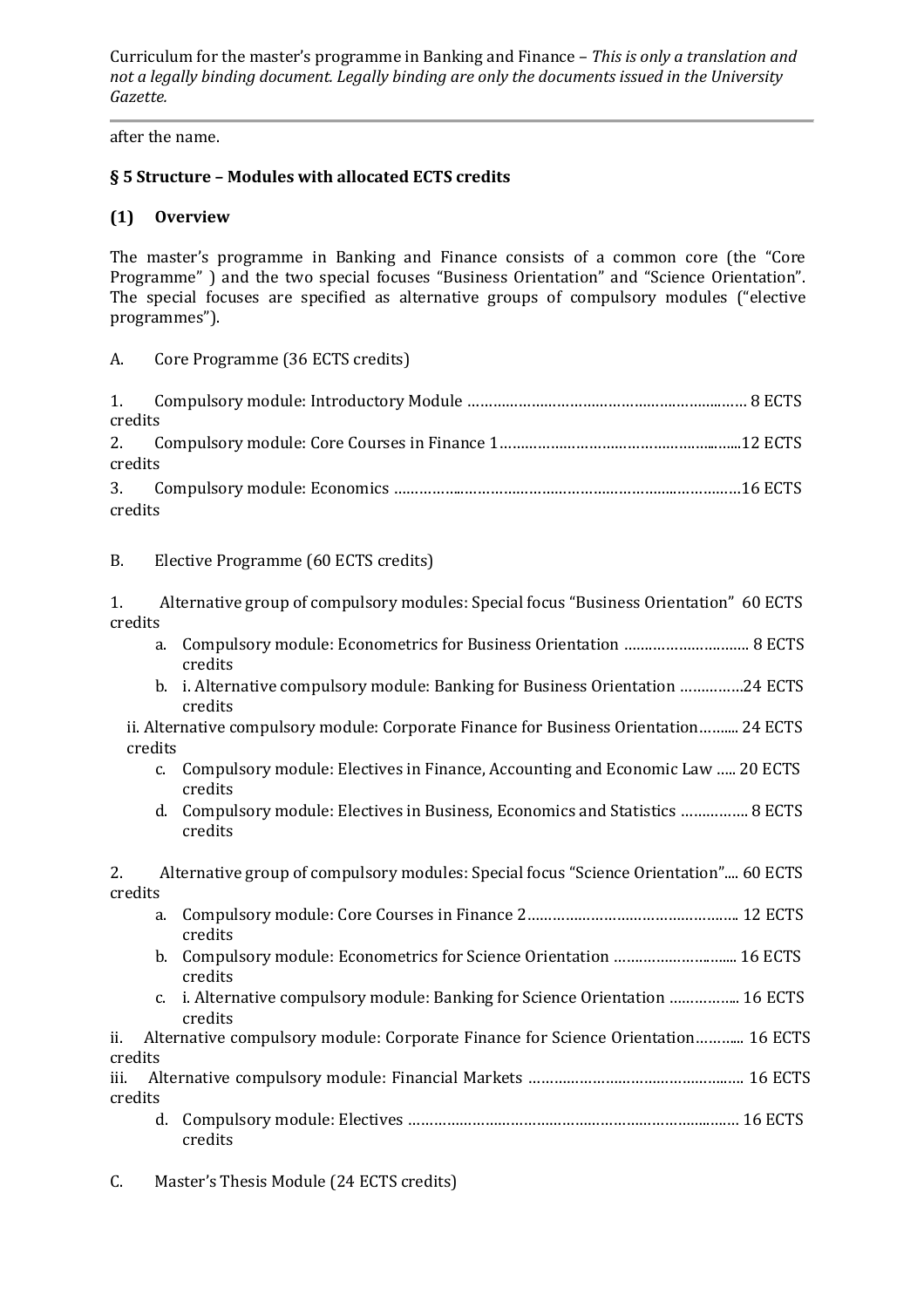after the name.

## § 5 Structure – Modules with allocated ECTS credits

### (1) Overview

The master's programme in Banking and Finance consists of a common core (the "Core Programme" ) and the two special focuses "Business Orientation" and "Science Orientation". The special focuses are specified as alternative groups of compulsory modules ("elective programmes").

A. Core Programme (36 ECTS credits)

1. Compulsory module: Introductory Module ………………………………………………………… 8 ECTS credits
2. Compulsory module: Core Courses in Finance 1……………………………………………...12 ECTS credits
3. Compulsory module: Economics ……………………………………………………………………16 ECTS credits

B. Elective Programme (60 ECTS credits)

1. Alternative group of compulsory modules: Special focus "Business Orientation" 60 ECTS credits
   a. Compulsory module: Econometrics for Business Orientation ………………………… 8 ECTS credits
   b. i. Alternative compulsory module: Banking for Business Orientation ……………24 ECTS credits
   ii. Alternative compulsory module: Corporate Finance for Business Orientation……... 24 ECTS credits
   c. Compulsory module: Electives in Finance, Accounting and Economic Law ….. 20 ECTS credits
   d. Compulsory module: Electives in Business, Economics and Statistics …………… 8 ECTS credits

2. Alternative group of compulsory modules: Special focus "Science Orientation".... 60 ECTS credits
   a. Compulsory module: Core Courses in Finance 2………………………………………….. 12 ECTS credits
   b. Compulsory module: Econometrics for Science Orientation ………………………... 16 ECTS credits
   c. i. Alternative compulsory module: Banking for Science Orientation …………….. 16 ECTS credits
   ii. Alternative compulsory module: Corporate Finance for Science Orientation……….. 16 ECTS credits
   iii. Alternative compulsory module: Financial Markets ……………………………………….. 16 ECTS credits
   d. Compulsory module: Electives ……………………………………………………………………… 16 ECTS credits

C. Master's Thesis Module (24 ECTS credits)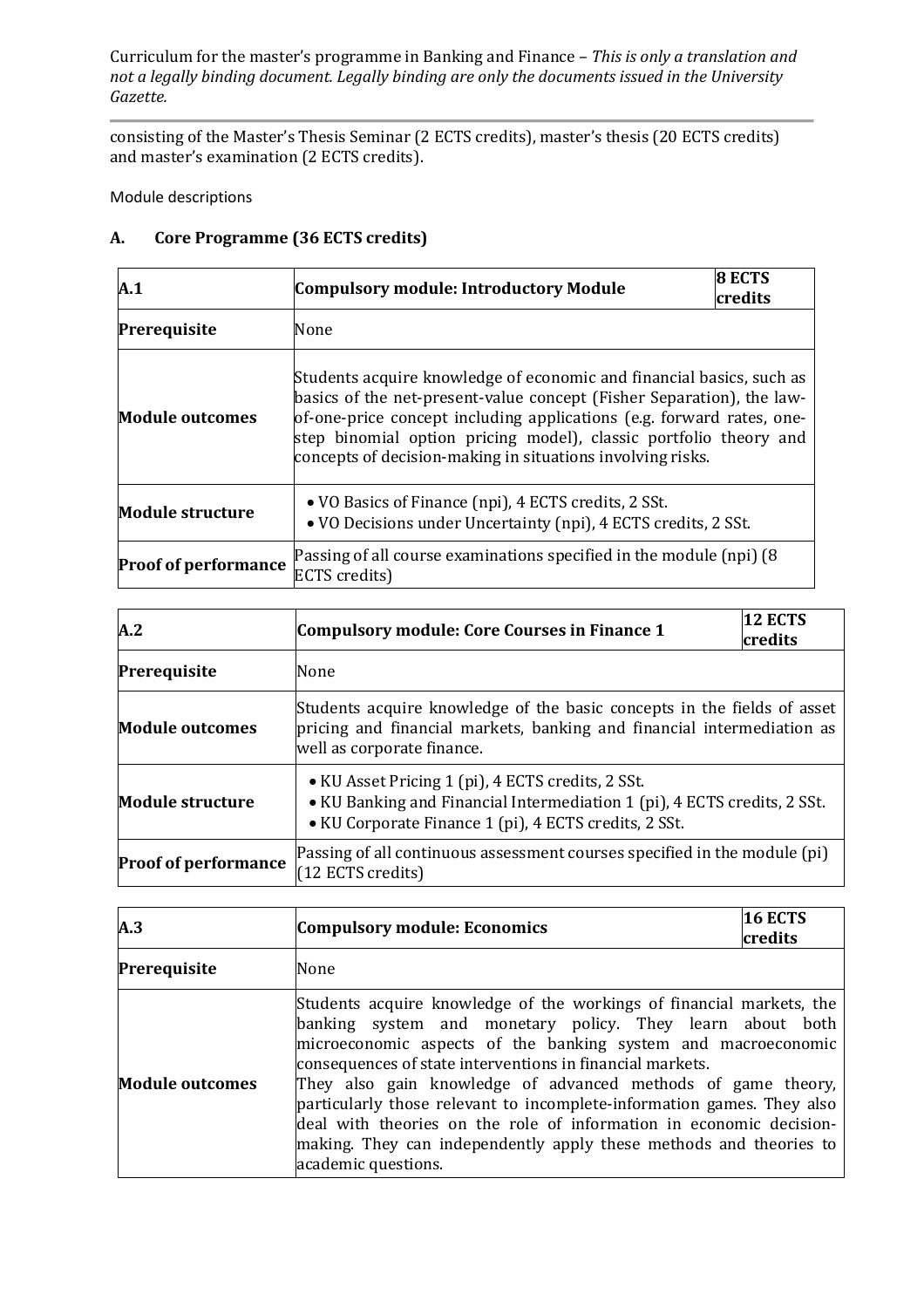consisting of the Master's Thesis Seminar (2 ECTS credits), master's thesis (20 ECTS credits) and master's examination (2 ECTS credits).

Module descriptions

## A. Core Programme (36 ECTS credits)

| **A.1** | **Compulsory module: Introductory Module** | **8 ECTS credits** |
|---|---|---|
| **Prerequisite** | None | |
| **Module outcomes** | Students acquire knowledge of economic and financial basics, such as basics of the net-present-value concept (Fisher Separation), the law-of-one-price concept including applications (e.g. forward rates, one-step binomial option pricing model), classic portfolio theory and concepts of decision-making in situations involving risks. | |
| **Module structure** | • VO Basics of Finance (npi), 4 ECTS credits, 2 SSt.<br>• VO Decisions under Uncertainty (npi), 4 ECTS credits, 2 SSt. | |
| **Proof of performance** | Passing of all course examinations specified in the module (npi) (8 ECTS credits) | |

| **A.2** | **Compulsory module: Core Courses in Finance 1** | **12 ECTS credits** |
|---|---|---|
| **Prerequisite** | None | |
| **Module outcomes** | Students acquire knowledge of the basic concepts in the fields of asset pricing and financial markets, banking and financial intermediation as well as corporate finance. | |
| **Module structure** | • KU Asset Pricing 1 (pi), 4 ECTS credits, 2 SSt.<br>• KU Banking and Financial Intermediation 1 (pi), 4 ECTS credits, 2 SSt.<br>• KU Corporate Finance 1 (pi), 4 ECTS credits, 2 SSt. | |
| **Proof of performance** | Passing of all continuous assessment courses specified in the module (pi) (12 ECTS credits) | |

| **A.3** | **Compulsory module: Economics** | **16 ECTS credits** |
|---|---|---|
| **Prerequisite** | None | |
| **Module outcomes** | Students acquire knowledge of the workings of financial markets, the banking system and monetary policy. They learn about both microeconomic aspects of the banking system and macroeconomic consequences of state interventions in financial markets.<br>They also gain knowledge of advanced methods of game theory, particularly those relevant to incomplete-information games. They also deal with theories on the role of information in economic decision-making. They can independently apply these methods and theories to academic questions. | |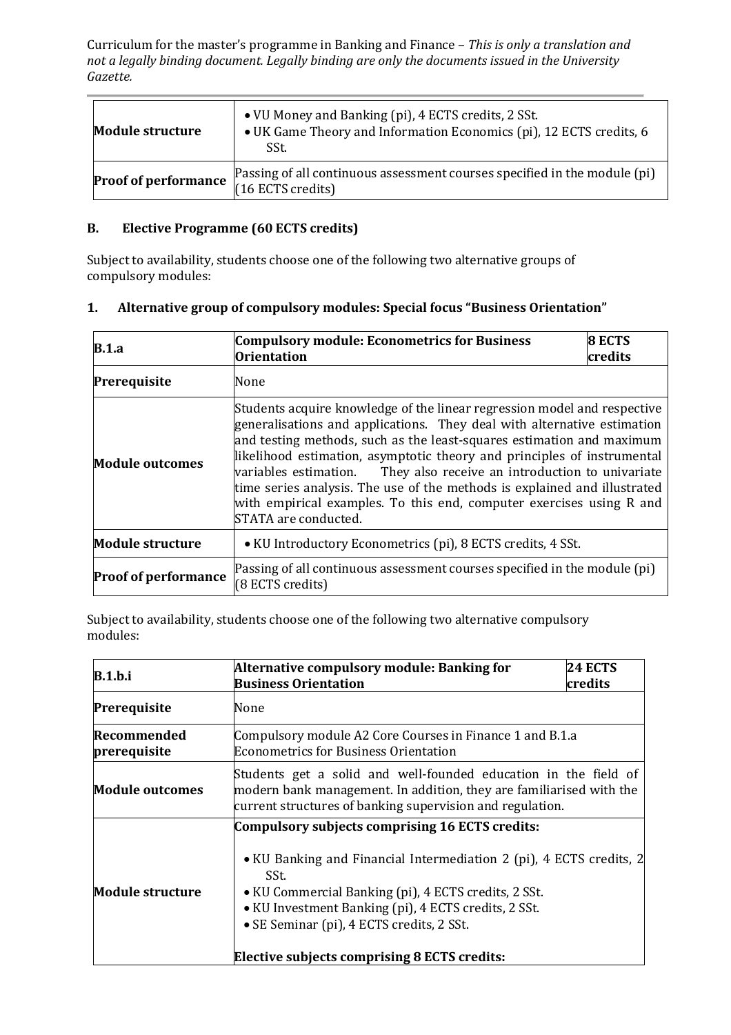| | |
|---|---|
| **Module structure** | • VU Money and Banking (pi), 4 ECTS credits, 2 SSt.<br>• UK Game Theory and Information Economics (pi), 12 ECTS credits, 6 SSt. |
| **Proof of performance** | Passing of all continuous assessment courses specified in the module (pi) (16 ECTS credits) |

## B. Elective Programme (60 ECTS credits)

Subject to availability, students choose one of the following two alternative groups of compulsory modules:

### 1. Alternative group of compulsory modules: Special focus "Business Orientation"

| **B.1.a** | **Compulsory module: Econometrics for Business Orientation** | **8 ECTS credits** |
|---|---|---|
| **Prerequisite** | None | |
| **Module outcomes** | Students acquire knowledge of the linear regression model and respective generalisations and applications. They deal with alternative estimation and testing methods, such as the least-squares estimation and maximum likelihood estimation, asymptotic theory and principles of instrumental variables estimation. They also receive an introduction to univariate time series analysis. The use of the methods is explained and illustrated with empirical examples. To this end, computer exercises using R and STATA are conducted. | |
| **Module structure** | • KU Introductory Econometrics (pi), 8 ECTS credits, 4 SSt. | |
| **Proof of performance** | Passing of all continuous assessment courses specified in the module (pi) (8 ECTS credits) | |

Subject to availability, students choose one of the following two alternative compulsory modules:

| **B.1.b.i** | **Alternative compulsory module: Banking for Business Orientation** | **24 ECTS credits** |
|---|---|---|
| **Prerequisite** | None | |
| **Recommended prerequisite** | Compulsory module A2 Core Courses in Finance 1 and B.1.a Econometrics for Business Orientation | |
| **Module outcomes** | Students get a solid and well-founded education in the field of modern bank management. In addition, they are familiarised with the current structures of banking supervision and regulation. | |
| **Module structure** | **Compulsory subjects comprising 16 ECTS credits:**<br>• KU Banking and Financial Intermediation 2 (pi), 4 ECTS credits, 2 SSt.<br>• KU Commercial Banking (pi), 4 ECTS credits, 2 SSt.<br>• KU Investment Banking (pi), 4 ECTS credits, 2 SSt.<br>• SE Seminar (pi), 4 ECTS credits, 2 SSt.<br><br>**Elective subjects comprising 8 ECTS credits:** | |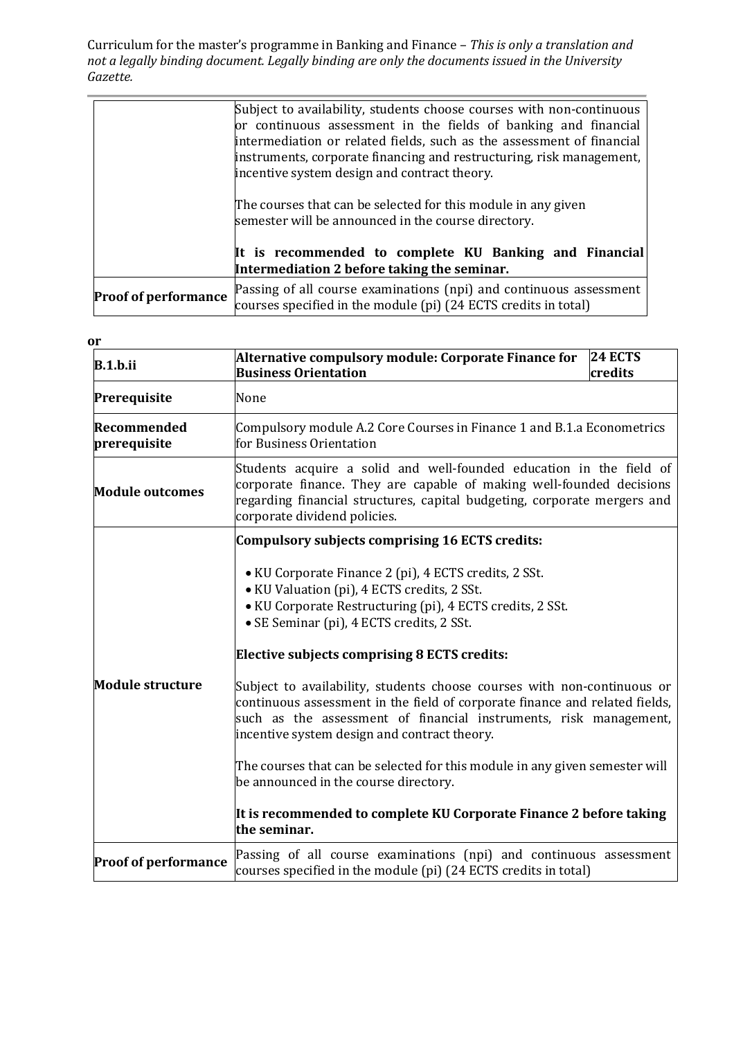| | |
|---|---|
| | Subject to availability, students choose courses with non-continuous or continuous assessment in the fields of banking and financial intermediation or related fields, such as the assessment of financial instruments, corporate financing and restructuring, risk management, incentive system design and contract theory.<br><br>The courses that can be selected for this module in any given semester will be announced in the course directory.<br><br>**It is recommended to complete KU Banking and Financial Intermediation 2 before taking the seminar.** |
| **Proof of performance** | Passing of all course examinations (npi) and continuous assessment courses specified in the module (pi) (24 ECTS credits in total) |

**or**

| **B.1.b.ii** | **Alternative compulsory module: Corporate Finance for Business Orientation** | **24 ECTS credits** |
|---|---|---|
| **Prerequisite** | None | |
| **Recommended prerequisite** | Compulsory module A.2 Core Courses in Finance 1 and B.1.a Econometrics for Business Orientation | |
| **Module outcomes** | Students acquire a solid and well-founded education in the field of corporate finance. They are capable of making well-founded decisions regarding financial structures, capital budgeting, corporate mergers and corporate dividend policies. | |
| **Module structure** | **Compulsory subjects comprising 16 ECTS credits:**<br><br>• KU Corporate Finance 2 (pi), 4 ECTS credits, 2 SSt.<br>• KU Valuation (pi), 4 ECTS credits, 2 SSt.<br>• KU Corporate Restructuring (pi), 4 ECTS credits, 2 SSt.<br>• SE Seminar (pi), 4 ECTS credits, 2 SSt.<br><br>**Elective subjects comprising 8 ECTS credits:**<br><br>Subject to availability, students choose courses with non-continuous or continuous assessment in the field of corporate finance and related fields, such as the assessment of financial instruments, risk management, incentive system design and contract theory.<br><br>The courses that can be selected for this module in any given semester will be announced in the course directory.<br><br>**It is recommended to complete KU Corporate Finance 2 before taking the seminar.** | |
| **Proof of performance** | Passing of all course examinations (npi) and continuous assessment courses specified in the module (pi) (24 ECTS credits in total) | |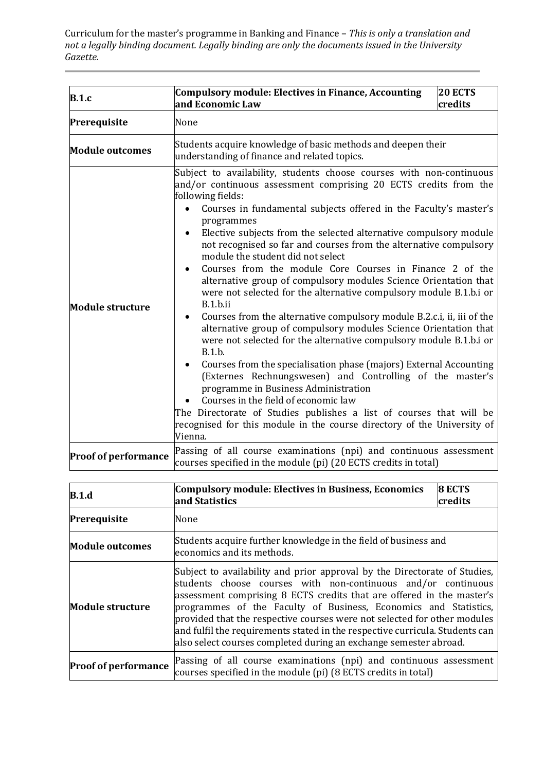| B.1.c | Compulsory module: Electives in Finance, Accounting and Economic Law | 20 ECTS credits |
|---|---|---|
| Prerequisite | None | |
| Module outcomes | Students acquire knowledge of basic methods and deepen their understanding of finance and related topics. | |
| Module structure | Subject to availability, students choose courses with non-continuous and/or continuous assessment comprising 20 ECTS credits from the following fields:<br>• Courses in fundamental subjects offered in the Faculty's master's programmes<br>• Elective subjects from the selected alternative compulsory module not recognised so far and courses from the alternative compulsory module the student did not select<br>• Courses from the module Core Courses in Finance 2 of the alternative group of compulsory modules Science Orientation that were not selected for the alternative compulsory module B.1.b.i or B.1.b.ii<br>• Courses from the alternative compulsory module B.2.c.i, ii, iii of the alternative group of compulsory modules Science Orientation that were not selected for the alternative compulsory module B.1.b.i or B.1.b.<br>• Courses from the specialisation phase (majors) External Accounting (Externes Rechnungswesen) and Controlling of the master's programme in Business Administration<br>• Courses in the field of economic law<br>The Directorate of Studies publishes a list of courses that will be recognised for this module in the course directory of the University of Vienna. | |
| Proof of performance | Passing of all course examinations (npi) and continuous assessment courses specified in the module (pi) (20 ECTS credits in total) | |

| B.1.d | Compulsory module: Electives in Business, Economics and Statistics | 8 ECTS credits |
|---|---|---|
| Prerequisite | None | |
| Module outcomes | Students acquire further knowledge in the field of business and economics and its methods. | |
| Module structure | Subject to availability and prior approval by the Directorate of Studies, students choose courses with non-continuous and/or continuous assessment comprising 8 ECTS credits that are offered in the master's programmes of the Faculty of Business, Economics and Statistics, provided that the respective courses were not selected for other modules and fulfil the requirements stated in the respective curricula. Students can also select courses completed during an exchange semester abroad. | |
| Proof of performance | Passing of all course examinations (npi) and continuous assessment courses specified in the module (pi) (8 ECTS credits in total) | |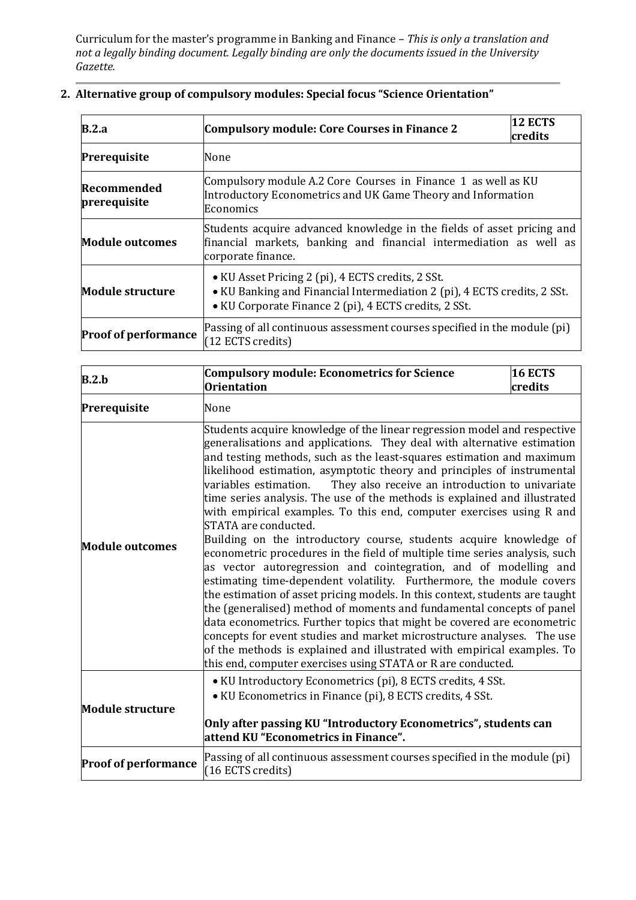## 2. Alternative group of compulsory modules: Special focus "Science Orientation"

| **B.2.a** | **Compulsory module: Core Courses in Finance 2** | **12 ECTS credits** |
|---|---|---|
| **Prerequisite** | None | |
| **Recommended prerequisite** | Compulsory module A.2 Core Courses in Finance 1 as well as KU Introductory Econometrics and UK Game Theory and Information Economics | |
| **Module outcomes** | Students acquire advanced knowledge in the fields of asset pricing and financial markets, banking and financial intermediation as well as corporate finance. | |
| **Module structure** | • KU Asset Pricing 2 (pi), 4 ECTS credits, 2 SSt.<br>• KU Banking and Financial Intermediation 2 (pi), 4 ECTS credits, 2 SSt.<br>• KU Corporate Finance 2 (pi), 4 ECTS credits, 2 SSt. | |
| **Proof of performance** | Passing of all continuous assessment courses specified in the module (pi) (12 ECTS credits) | |

| **B.2.b** | **Compulsory module: Econometrics for Science Orientation** | **16 ECTS credits** |
|---|---|---|
| **Prerequisite** | None | |
| **Module outcomes** | Students acquire knowledge of the linear regression model and respective generalisations and applications. They deal with alternative estimation and testing methods, such as the least-squares estimation and maximum likelihood estimation, asymptotic theory and principles of instrumental variables estimation. They also receive an introduction to univariate time series analysis. The use of the methods is explained and illustrated with empirical examples. To this end, computer exercises using R and STATA are conducted.<br>Building on the introductory course, students acquire knowledge of econometric procedures in the field of multiple time series analysis, such as vector autoregression and cointegration, and of modelling and estimating time-dependent volatility. Furthermore, the module covers the estimation of asset pricing models. In this context, students are taught the (generalised) method of moments and fundamental concepts of panel data econometrics. Further topics that might be covered are econometric concepts for event studies and market microstructure analyses. The use of the methods is explained and illustrated with empirical examples. To this end, computer exercises using STATA or R are conducted. | |
| **Module structure** | • KU Introductory Econometrics (pi), 8 ECTS credits, 4 SSt.<br>• KU Econometrics in Finance (pi), 8 ECTS credits, 4 SSt.<br><br>**Only after passing KU "Introductory Econometrics", students can attend KU "Econometrics in Finance".** | |
| **Proof of performance** | Passing of all continuous assessment courses specified in the module (pi) (16 ECTS credits) | |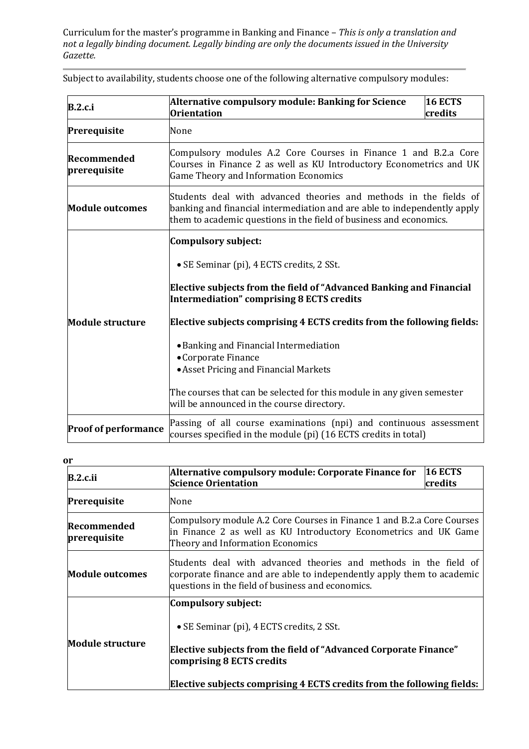Subject to availability, students choose one of the following alternative compulsory modules:

| B.2.c.i | Alternative compulsory module: Banking for Science Orientation | 16 ECTS credits |
|---|---|---|
| **Prerequisite** | None | |
| **Recommended prerequisite** | Compulsory modules A.2 Core Courses in Finance 1 and B.2.a Core Courses in Finance 2 as well as KU Introductory Econometrics and UK Game Theory and Information Economics | |
| **Module outcomes** | Students deal with advanced theories and methods in the fields of banking and financial intermediation and are able to independently apply them to academic questions in the field of business and economics. | |
| **Module structure** | **Compulsory subject:**<br><br>• SE Seminar (pi), 4 ECTS credits, 2 SSt.<br><br>**Elective subjects from the field of "Advanced Banking and Financial Intermediation" comprising 8 ECTS credits**<br><br>**Elective subjects comprising 4 ECTS credits from the following fields:**<br><br>• Banking and Financial Intermediation<br>• Corporate Finance<br>• Asset Pricing and Financial Markets<br><br>The courses that can be selected for this module in any given semester will be announced in the course directory. | |
| **Proof of performance** | Passing of all course examinations (npi) and continuous assessment courses specified in the module (pi) (16 ECTS credits in total) | |

**or**

| B.2.c.ii | Alternative compulsory module: Corporate Finance for Science Orientation | 16 ECTS credits |
|---|---|---|
| **Prerequisite** | None | |
| **Recommended prerequisite** | Compulsory module A.2 Core Courses in Finance 1 and B.2.a Core Courses in Finance 2 as well as KU Introductory Econometrics and UK Game Theory and Information Economics | |
| **Module outcomes** | Students deal with advanced theories and methods in the field of corporate finance and are able to independently apply them to academic questions in the field of business and economics. | |
| **Module structure** | **Compulsory subject:**<br><br>• SE Seminar (pi), 4 ECTS credits, 2 SSt.<br><br>**Elective subjects from the field of "Advanced Corporate Finance" comprising 8 ECTS credits**<br><br>**Elective subjects comprising 4 ECTS credits from the following fields:** | |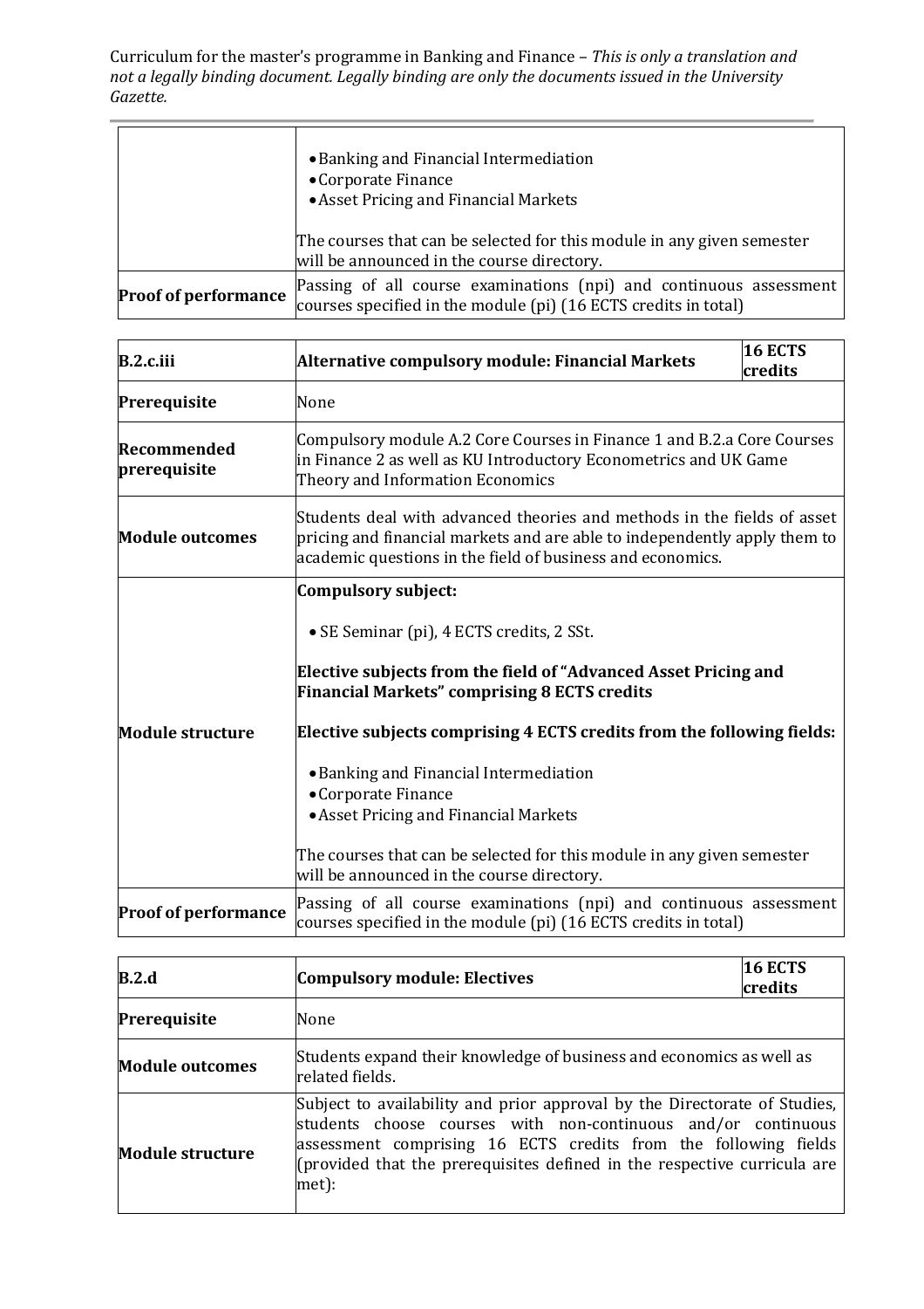| | |
|---|---|
| | • Banking and Financial Intermediation<br>• Corporate Finance<br>• Asset Pricing and Financial Markets<br><br>The courses that can be selected for this module in any given semester will be announced in the course directory. |
| **Proof of performance** | Passing of all course examinations (npi) and continuous assessment courses specified in the module (pi) (16 ECTS credits in total) |

| **B.2.c.iii** | **Alternative compulsory module: Financial Markets** | **16 ECTS credits** |
|---|---|---|
| **Prerequisite** | None | |
| **Recommended prerequisite** | Compulsory module A.2 Core Courses in Finance 1 and B.2.a Core Courses in Finance 2 as well as KU Introductory Econometrics and UK Game Theory and Information Economics | |
| **Module outcomes** | Students deal with advanced theories and methods in the fields of asset pricing and financial markets and are able to independently apply them to academic questions in the field of business and economics. | |
| **Module structure** | **Compulsory subject:**<br><br>• SE Seminar (pi), 4 ECTS credits, 2 SSt.<br><br>**Elective subjects from the field of "Advanced Asset Pricing and Financial Markets" comprising 8 ECTS credits**<br><br>**Elective subjects comprising 4 ECTS credits from the following fields:**<br><br>• Banking and Financial Intermediation<br>• Corporate Finance<br>• Asset Pricing and Financial Markets<br><br>The courses that can be selected for this module in any given semester will be announced in the course directory. | |
| **Proof of performance** | Passing of all course examinations (npi) and continuous assessment courses specified in the module (pi) (16 ECTS credits in total) | |

| **B.2.d** | **Compulsory module: Electives** | **16 ECTS credits** |
|---|---|---|
| **Prerequisite** | None | |
| **Module outcomes** | Students expand their knowledge of business and economics as well as related fields. | |
| **Module structure** | Subject to availability and prior approval by the Directorate of Studies, students choose courses with non-continuous and/or continuous assessment comprising 16 ECTS credits from the following fields (provided that the prerequisites defined in the respective curricula are met): | |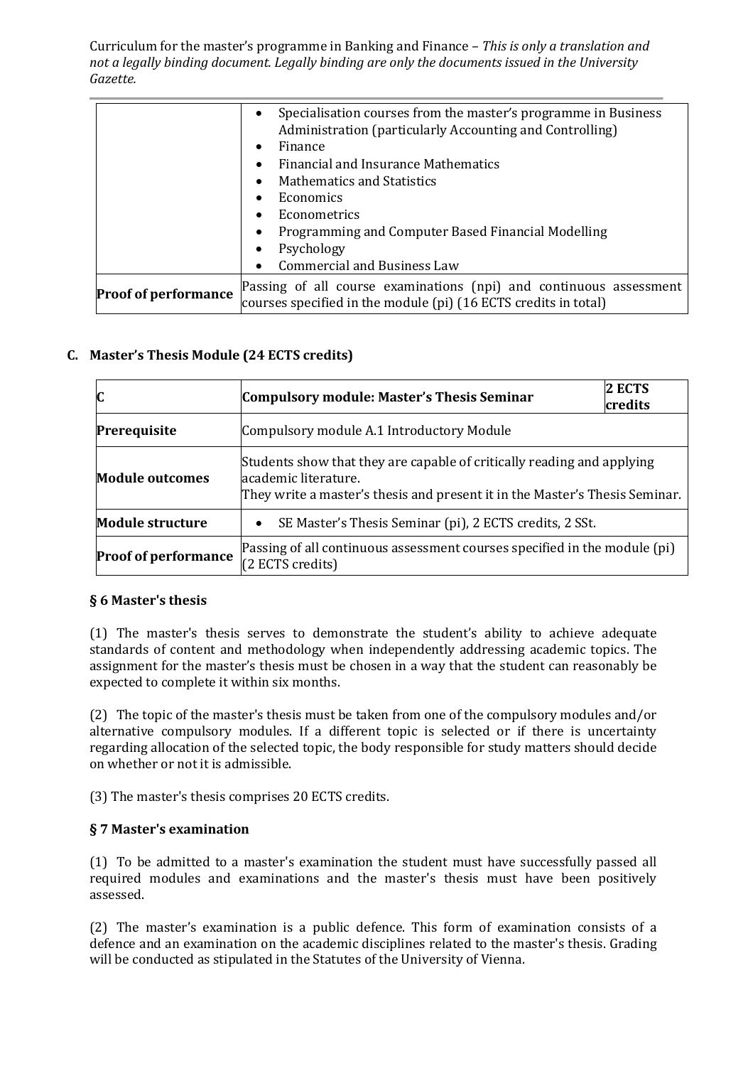|  |  |
|---|---|
|  | • Specialisation courses from the master's programme in Business Administration (particularly Accounting and Controlling)<br>• Finance<br>• Financial and Insurance Mathematics<br>• Mathematics and Statistics<br>• Economics<br>• Econometrics<br>• Programming and Computer Based Financial Modelling<br>• Psychology<br>• Commercial and Business Law |
| **Proof of performance** | Passing of all course examinations (npi) and continuous assessment courses specified in the module (pi) (16 ECTS credits in total) |

## C. Master's Thesis Module (24 ECTS credits)

| **C** | **Compulsory module: Master's Thesis Seminar** | **2 ECTS credits** |
|---|---|---|
| **Prerequisite** | Compulsory module A.1 Introductory Module | |
| **Module outcomes** | Students show that they are capable of critically reading and applying academic literature.<br>They write a master's thesis and present it in the Master's Thesis Seminar. | |
| **Module structure** | • SE Master's Thesis Seminar (pi), 2 ECTS credits, 2 SSt. | |
| **Proof of performance** | Passing of all continuous assessment courses specified in the module (pi) (2 ECTS credits) | |

### § 6 Master's thesis

(1) The master's thesis serves to demonstrate the student's ability to achieve adequate standards of content and methodology when independently addressing academic topics. The assignment for the master's thesis must be chosen in a way that the student can reasonably be expected to complete it within six months.

(2) The topic of the master's thesis must be taken from one of the compulsory modules and/or alternative compulsory modules. If a different topic is selected or if there is uncertainty regarding allocation of the selected topic, the body responsible for study matters should decide on whether or not it is admissible.

(3) The master's thesis comprises 20 ECTS credits.

### § 7 Master's examination

(1) To be admitted to a master's examination the student must have successfully passed all required modules and examinations and the master's thesis must have been positively assessed.

(2) The master's examination is a public defence. This form of examination consists of a defence and an examination on the academic disciplines related to the master's thesis. Grading will be conducted as stipulated in the Statutes of the University of Vienna.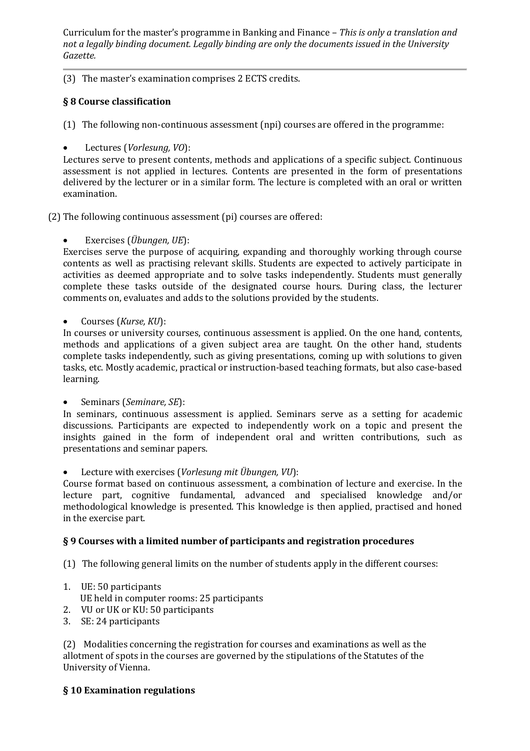(3) The master's examination comprises 2 ECTS credits.

## § 8 Course classification

(1) The following non-continuous assessment (npi) courses are offered in the programme:

- Lectures (*Vorlesung, VO*):

Lectures serve to present contents, methods and applications of a specific subject. Continuous assessment is not applied in lectures. Contents are presented in the form of presentations delivered by the lecturer or in a similar form. The lecture is completed with an oral or written examination.

(2) The following continuous assessment (pi) courses are offered:

- Exercises (*Übungen, UE*):

Exercises serve the purpose of acquiring, expanding and thoroughly working through course contents as well as practising relevant skills. Students are expected to actively participate in activities as deemed appropriate and to solve tasks independently. Students must generally complete these tasks outside of the designated course hours. During class, the lecturer comments on, evaluates and adds to the solutions provided by the students.

- Courses (*Kurse, KU*):

In courses or university courses, continuous assessment is applied. On the one hand, contents, methods and applications of a given subject area are taught. On the other hand, students complete tasks independently, such as giving presentations, coming up with solutions to given tasks, etc. Mostly academic, practical or instruction-based teaching formats, but also case-based learning.

- Seminars (*Seminare, SE*):

In seminars, continuous assessment is applied. Seminars serve as a setting for academic discussions. Participants are expected to independently work on a topic and present the insights gained in the form of independent oral and written contributions, such as presentations and seminar papers.

- Lecture with exercises (*Vorlesung mit Übungen, VU*):

Course format based on continuous assessment, a combination of lecture and exercise. In the lecture part, cognitive fundamental, advanced and specialised knowledge and/or methodological knowledge is presented. This knowledge is then applied, practised and honed in the exercise part.

## § 9 Courses with a limited number of participants and registration procedures

(1) The following general limits on the number of students apply in the different courses:

1. UE: 50 participants
   UE held in computer rooms: 25 participants
2. VU or UK or KU: 50 participants
3. SE: 24 participants

(2) Modalities concerning the registration for courses and examinations as well as the allotment of spots in the courses are governed by the stipulations of the Statutes of the University of Vienna.

## § 10 Examination regulations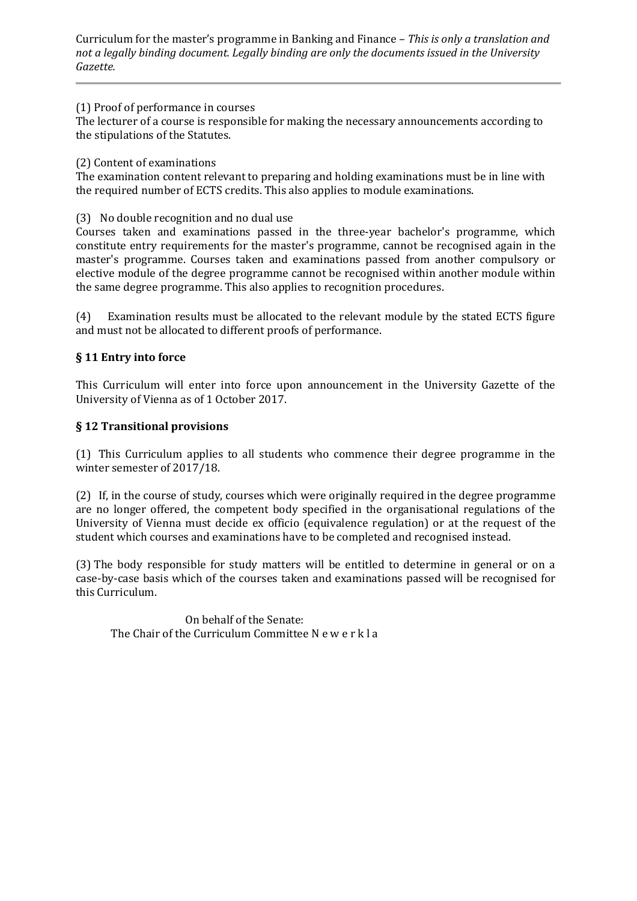(1) Proof of performance in courses
The lecturer of a course is responsible for making the necessary announcements according to the stipulations of the Statutes.

(2) Content of examinations
The examination content relevant to preparing and holding examinations must be in line with the required number of ECTS credits. This also applies to module examinations.

(3) No double recognition and no dual use
Courses taken and examinations passed in the three-year bachelor's programme, which constitute entry requirements for the master's programme, cannot be recognised again in the master's programme. Courses taken and examinations passed from another compulsory or elective module of the degree programme cannot be recognised within another module within the same degree programme. This also applies to recognition procedures.

(4) Examination results must be allocated to the relevant module by the stated ECTS figure and must not be allocated to different proofs of performance.

## § 11 Entry into force

This Curriculum will enter into force upon announcement in the University Gazette of the University of Vienna as of 1 October 2017.

## § 12 Transitional provisions

(1) This Curriculum applies to all students who commence their degree programme in the winter semester of 2017/18.

(2) If, in the course of study, courses which were originally required in the degree programme are no longer offered, the competent body specified in the organisational regulations of the University of Vienna must decide ex officio (equivalence regulation) or at the request of the student which courses and examinations have to be completed and recognised instead.

(3) The body responsible for study matters will be entitled to determine in general or on a case-by-case basis which of the courses taken and examinations passed will be recognised for this Curriculum.

On behalf of the Senate:
The Chair of the Curriculum Committee N e w e r k l a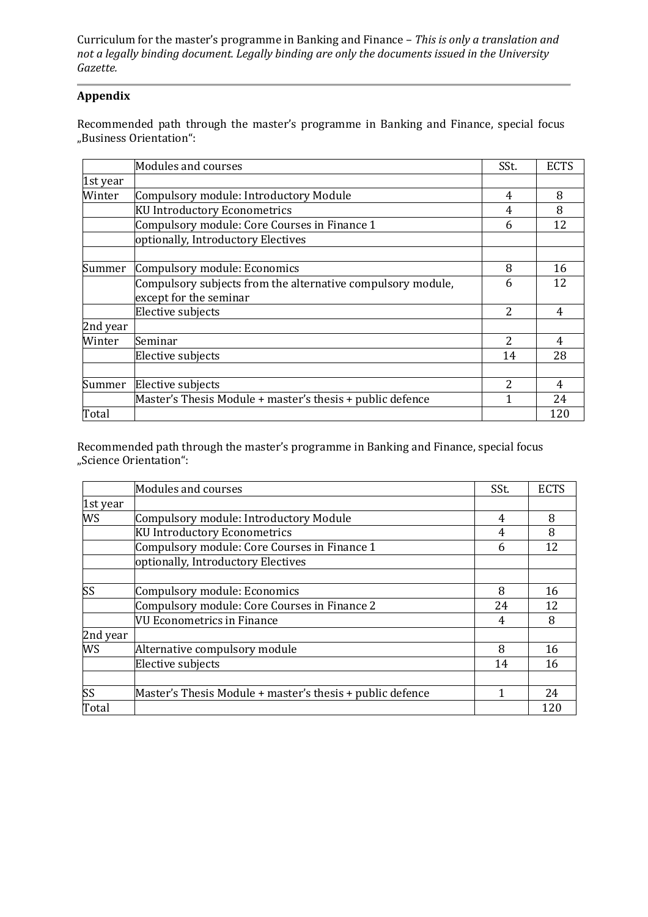## Appendix

Recommended path through the master's programme in Banking and Finance, special focus „Business Orientation":

| | Modules and courses | SSt. | ECTS |
|---|---|---|---|
| 1st year | | | |
| Winter | Compulsory module: Introductory Module | 4 | 8 |
| | KU Introductory Econometrics | 4 | 8 |
| | Compulsory module: Core Courses in Finance 1 | 6 | 12 |
| | optionally, Introductory Electives | | |
| | | | |
| Summer | Compulsory module: Economics | 8 | 16 |
| | Compulsory subjects from the alternative compulsory module, except for the seminar | 6 | 12 |
| | Elective subjects | 2 | 4 |
| 2nd year | | | |
| Winter | Seminar | 2 | 4 |
| | Elective subjects | 14 | 28 |
| | | | |
| Summer | Elective subjects | 2 | 4 |
| | Master's Thesis Module + master's thesis + public defence | 1 | 24 |
| Total | | | 120 |

Recommended path through the master's programme in Banking and Finance, special focus „Science Orientation":

| | Modules and courses | SSt. | ECTS |
|---|---|---|---|
| 1st year | | | |
| WS | Compulsory module: Introductory Module | 4 | 8 |
| | KU Introductory Econometrics | 4 | 8 |
| | Compulsory module: Core Courses in Finance 1 | 6 | 12 |
| | optionally, Introductory Electives | | |
| | | | |
| SS | Compulsory module: Economics | 8 | 16 |
| | Compulsory module: Core Courses in Finance 2 | 24 | 12 |
| | VU Econometrics in Finance | 4 | 8 |
| 2nd year | | | |
| WS | Alternative compulsory module | 8 | 16 |
| | Elective subjects | 14 | 16 |
| | | | |
| SS | Master's Thesis Module + master's thesis + public defence | 1 | 24 |
| Total | | | 120 |